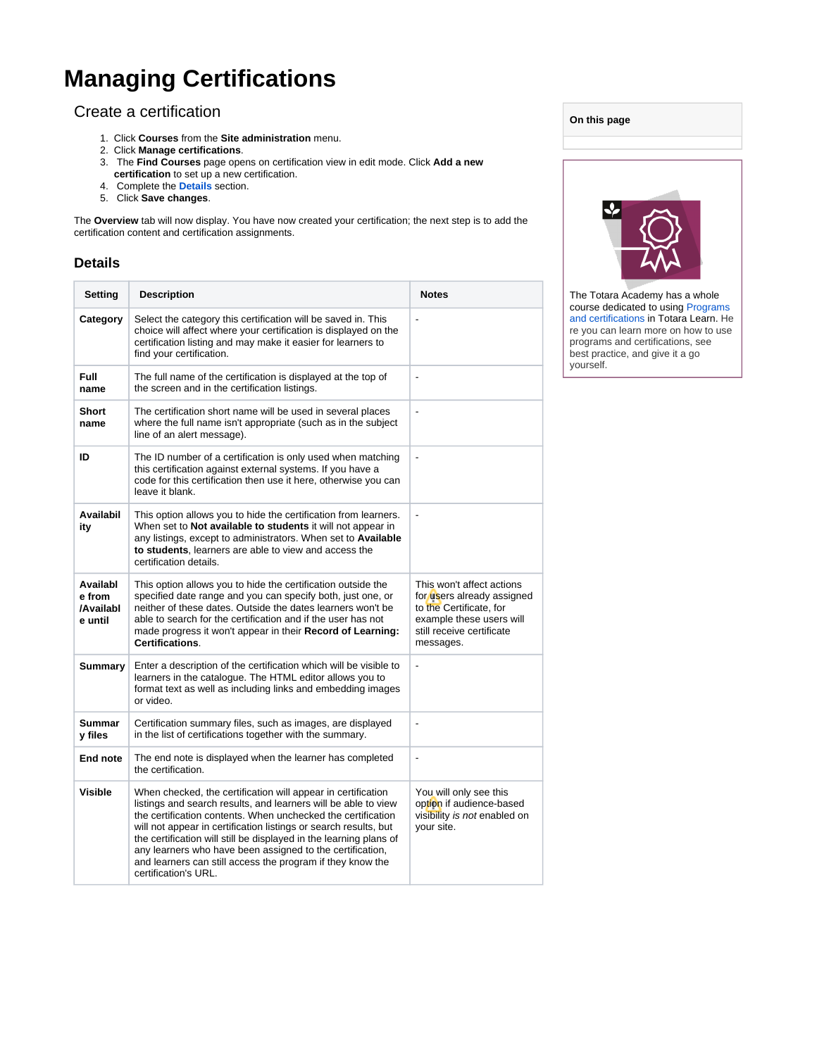# Managing Certifications

## Create a certification

1. Click **Courses** from the **Site administration** menu.
2. Click **Manage certifications**.
3. The **Find Courses** page opens on certification view in edit mode. Click **Add a new certification** to set up a new certification.
4. Complete the **Details** section.
5. Click **Save changes**.

The **Overview** tab will now display. You have now created your certification; the next step is to add the certification content and certification assignments.

### Details

| Setting | Description | Notes |
|---|---|---|
| **Category** | Select the category this certification will be saved in. This choice will affect where your certification is displayed on the certification listing and may make it easier for learners to find your certification. | - |
| **Full name** | The full name of the certification is displayed at the top of the screen and in the certification listings. | - |
| **Short name** | The certification short name will be used in several places where the full name isn't appropriate (such as in the subject line of an alert message). | - |
| **ID** | The ID number of a certification is only used when matching this certification against external systems. If you have a code for this certification then use it here, otherwise you can leave it blank. | - |
| **Availability** | This option allows you to hide the certification from learners. When set to **Not available to students** it will not appear in any listings, except to administrators. When set to **Available to students**, learners are able to view and access the certification details. | - |
| **Available from /Available until** | This option allows you to hide the certification outside the specified date range and you can specify both, just one, or neither of these dates. Outside the dates learners won't be able to search for the certification and if the user has not made progress it won't appear in their **Record of Learning: Certifications**. | This won't affect actions for users already assigned to the Certificate, for example these users will still receive certificate messages. |
| **Summary** | Enter a description of the certification which will be visible to learners in the catalogue. The HTML editor allows you to format text as well as including links and embedding images or video. | - |
| **Summary files** | Certification summary files, such as images, are displayed in the list of certifications together with the summary. | - |
| **End note** | The end note is displayed when the learner has completed the certification. | - |
| **Visible** | When checked, the certification will appear in certification listings and search results, and learners will be able to view the certification contents. When unchecked the certification will not appear in certification listings or search results, but the certification will still be displayed in the learning plans of any learners who have been assigned to the certification, and learners can still access the program if they know the certification's URL. | You will only see this option if audience-based visibility *is not* enabled on your site. |

On this page

The Totara Academy has a whole course dedicated to using Programs and certifications in Totara Learn. Here you can learn more on how to use programs and certifications, see best practice, and give it a go yourself.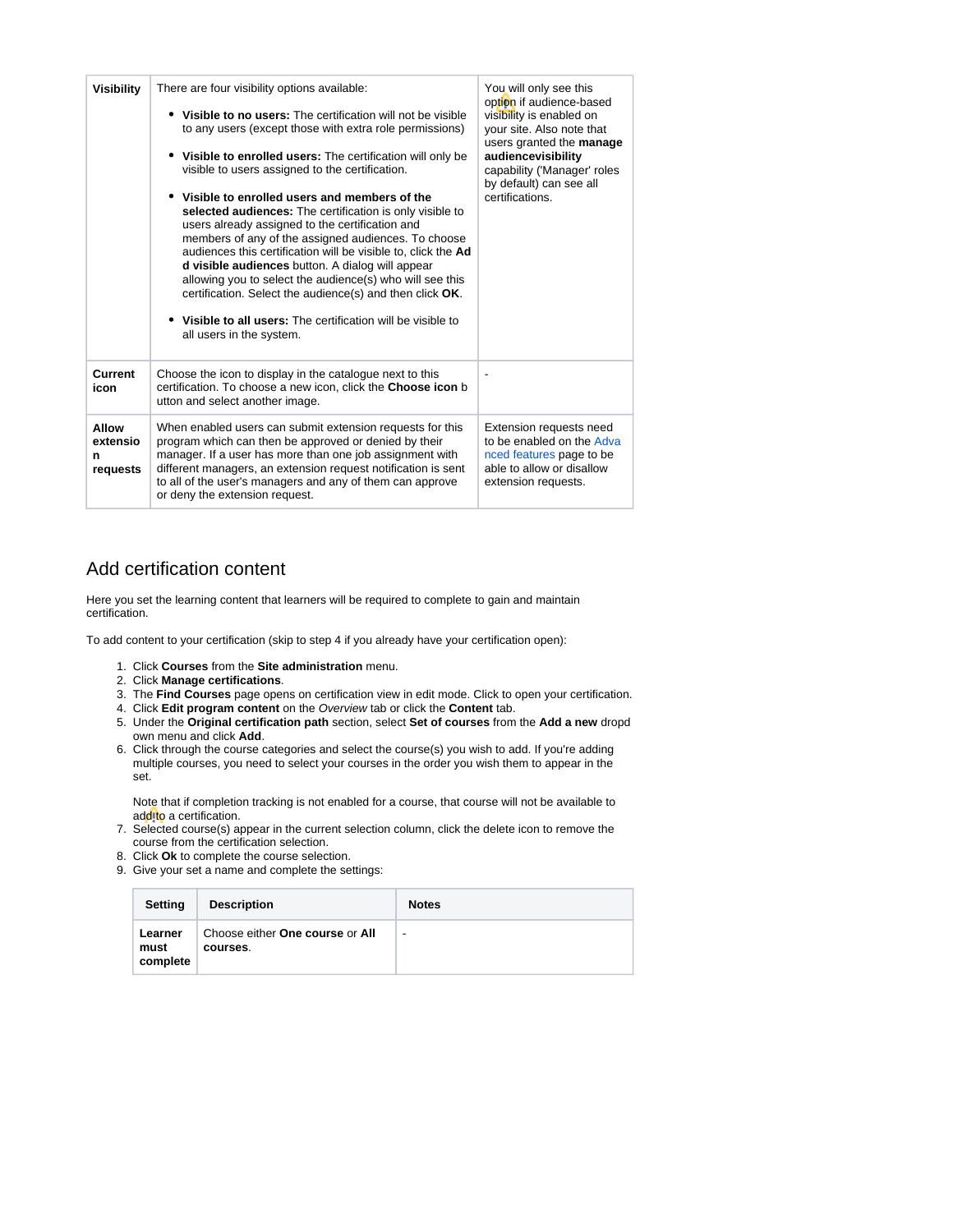| Visibility | There are four visibility options available:<br><br>- **Visible to no users:** The certification will not be visible to any users (except those with extra role permissions)<br>- **Visible to enrolled users:** The certification will only be visible to users assigned to the certification.<br>- **Visible to enrolled users and members of the selected audiences:** The certification is only visible to users already assigned to the certification and members of any of the assigned audiences. To choose audiences this certification will be visible to, click the **Add visible audiences** button. A dialog will appear allowing you to select the audience(s) who will see this certification. Select the audience(s) and then click **OK**.<br>- **Visible to all users:** The certification will be visible to all users in the system. | You will only see this option if audience-based visibility is enabled on your site. Also note that users granted the **manage audiencevisibility** capability ('Manager' roles by default) can see all certifications. |
|---|---|---|
| **Current icon** | Choose the icon to display in the catalogue next to this certification. To choose a new icon, click the **Choose icon** button and select another image. | - |
| **Allow extension requests** | When enabled users can submit extension requests for this program which can then be approved or denied by their manager. If a user has more than one job assignment with different managers, an extension request notification is sent to all of the user's managers and any of them can approve or deny the extension request. | Extension requests need to be enabled on the Advanced features page to be able to allow or disallow extension requests. |

## Add certification content

Here you set the learning content that learners will be required to complete to gain and maintain certification.

To add content to your certification (skip to step 4 if you already have your certification open):

1. Click **Courses** from the **Site administration** menu.
2. Click **Manage certifications**.
3. The **Find Courses** page opens on certification view in edit mode. Click to open your certification.
4. Click **Edit program content** on the *Overview* tab or click the **Content** tab.
5. Under the **Original certification path** section, select **Set of courses** from the **Add a new** dropdown menu and click **Add**.
6. Click through the course categories and select the course(s) you wish to add. If you're adding multiple courses, you need to select your courses in the order you wish them to appear in the set.

   Note that if completion tracking is not enabled for a course, that course will not be available to add to a certification.
7. Selected course(s) appear in the current selection column, click the delete icon to remove the course from the certification selection.
8. Click **Ok** to complete the course selection.
9. Give your set a name and complete the settings:

| Setting | Description | Notes |
|---|---|---|
| **Learner must complete** | Choose either **One course** or **All courses**. | - |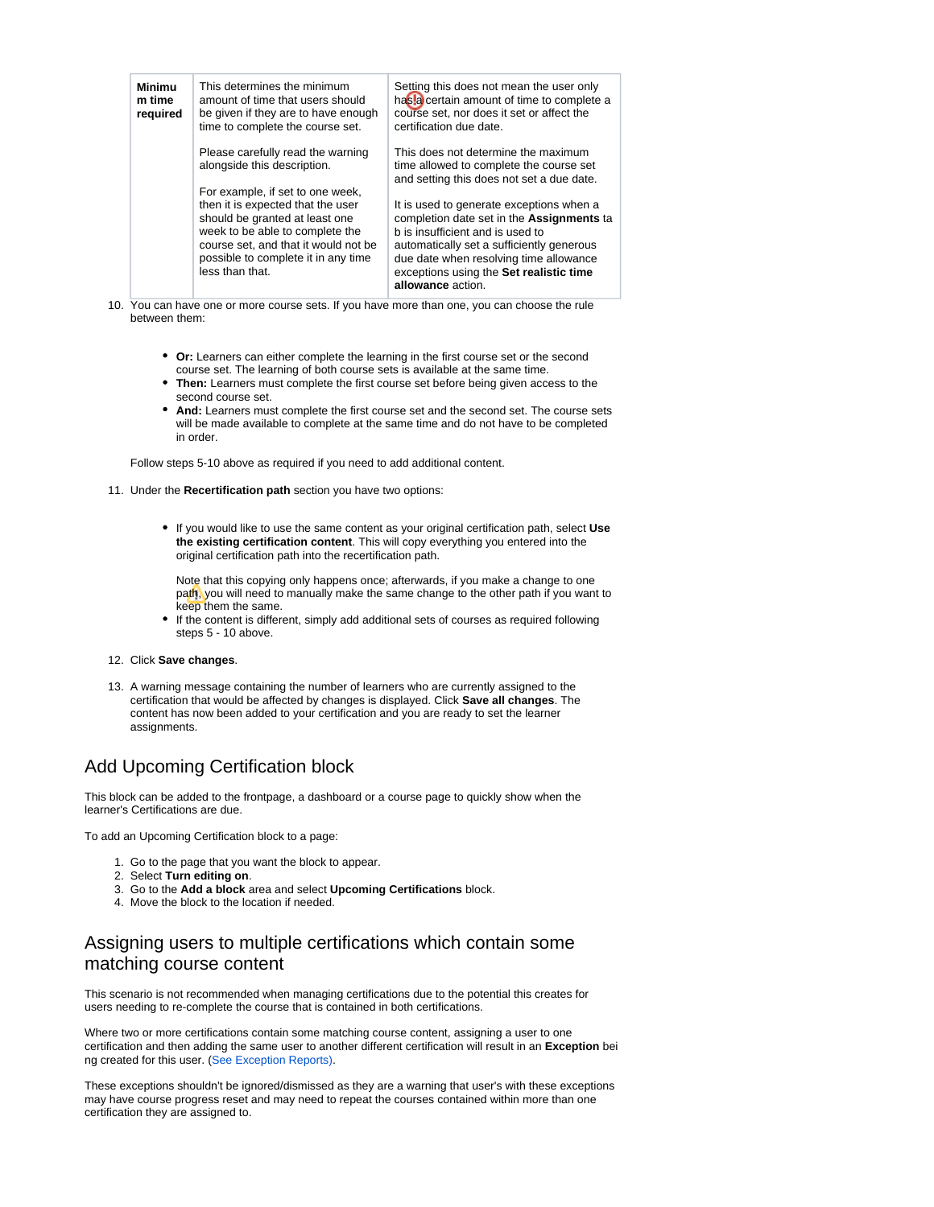| **Minimum time required** | This determines the minimum amount of time that users should be given if they are to have enough time to complete the course set.<br><br>Please carefully read the warning alongside this description.<br><br>For example, if set to one week, then it is expected that the user should be granted at least one week to be able to complete the course set, and that it would not be possible to complete it in any time less than that. | Setting this does not mean the user only has a certain amount of time to complete a course set, nor does it set or affect the certification due date.<br><br>This does not determine the maximum time allowed to complete the course set and setting this does not set a due date.<br><br>It is used to generate exceptions when a completion date set in the **Assignments** tab is insufficient and is used to automatically set a sufficiently generous due date when resolving time allowance exceptions using the **Set realistic time allowance** action. |
|---|---|---|

10. You can have one or more course sets. If you have more than one, you can choose the rule between them:

    - **Or:** Learners can either complete the learning in the first course set or the second course set. The learning of both course sets is available at the same time.
    - **Then:** Learners must complete the first course set before being given access to the second course set.
    - **And:** Learners must complete the first course set and the second set. The course sets will be made available to complete at the same time and do not have to be completed in order.

    Follow steps 5-10 above as required if you need to add additional content.

11. Under the **Recertification path** section you have two options:

    - If you would like to use the same content as your original certification path, select **Use the existing certification content**. This will copy everything you entered into the original certification path into the recertification path.

      Note that this copying only happens once; afterwards, if you make a change to one path, you will need to manually make the same change to the other path if you want to keep them the same.
    - If the content is different, simply add additional sets of courses as required following steps 5 - 10 above.

12. Click **Save changes**.

13. A warning message containing the number of learners who are currently assigned to the certification that would be affected by changes is displayed. Click **Save all changes**. The content has now been added to your certification and you are ready to set the learner assignments.

## Add Upcoming Certification block

This block can be added to the frontpage, a dashboard or a course page to quickly show when the learner's Certifications are due.

To add an Upcoming Certification block to a page:

1. Go to the page that you want the block to appear.
2. Select **Turn editing on**.
3. Go to the **Add a block** area and select **Upcoming Certifications** block.
4. Move the block to the location if needed.

## Assigning users to multiple certifications which contain some matching course content

This scenario is not recommended when managing certifications due to the potential this creates for users needing to re-complete the course that is contained in both certifications.

Where two or more certifications contain some matching course content, assigning a user to one certification and then adding the same user to another different certification will result in an **Exception** being created for this user. (See Exception Reports).

These exceptions shouldn't be ignored/dismissed as they are a warning that user's with these exceptions may have course progress reset and may need to repeat the courses contained within more than one certification they are assigned to.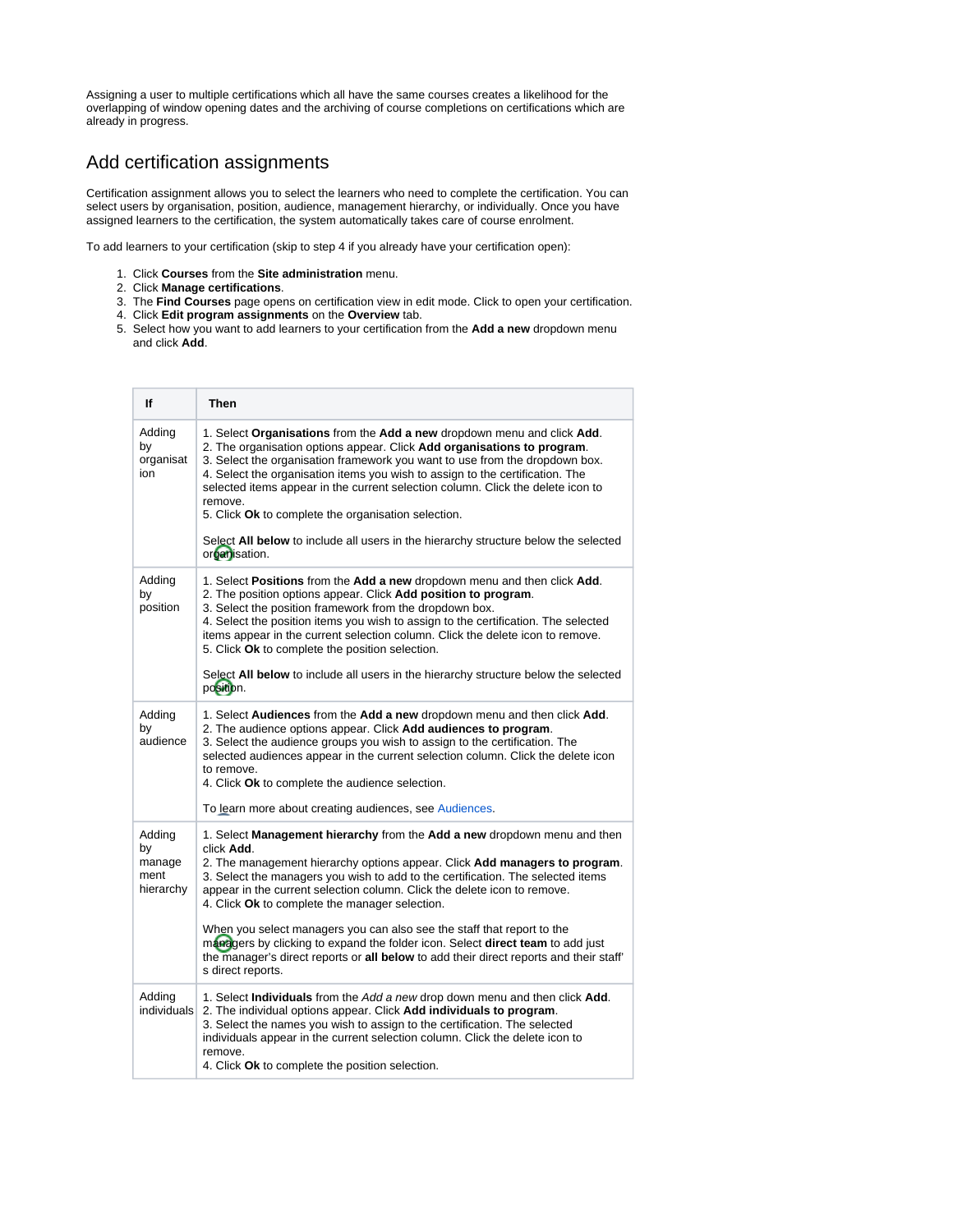Assigning a user to multiple certifications which all have the same courses creates a likelihood for the overlapping of window opening dates and the archiving of course completions on certifications which are already in progress.

## Add certification assignments

Certification assignment allows you to select the learners who need to complete the certification. You can select users by organisation, position, audience, management hierarchy, or individually. Once you have assigned learners to the certification, the system automatically takes care of course enrolment.

To add learners to your certification (skip to step 4 if you already have your certification open):

1. Click **Courses** from the **Site administration** menu.
2. Click **Manage certifications**.
3. The **Find Courses** page opens on certification view in edit mode. Click to open your certification.
4. Click **Edit program assignments** on the **Overview** tab.
5. Select how you want to add learners to your certification from the **Add a new** dropdown menu and click **Add**.

| If | Then |
|---|---|
| Adding by organisation | 1. Select **Organisations** from the **Add a new** dropdown menu and click **Add**.<br>2. The organisation options appear. Click **Add organisations to program**.<br>3. Select the organisation framework you want to use from the dropdown box.<br>4. Select the organisation items you wish to assign to the certification. The selected items appear in the current selection column. Click the delete icon to remove.<br>5. Click **Ok** to complete the organisation selection.<br><br>Select **All below** to include all users in the hierarchy structure below the selected organisation. |
| Adding by position | 1. Select **Positions** from the **Add a new** dropdown menu and then click **Add**.<br>2. The position options appear. Click **Add position to program**.<br>3. Select the position framework from the dropdown box.<br>4. Select the position items you wish to assign to the certification. The selected items appear in the current selection column. Click the delete icon to remove.<br>5. Click **Ok** to complete the position selection.<br><br>Select **All below** to include all users in the hierarchy structure below the selected position. |
| Adding by audience | 1. Select **Audiences** from the **Add a new** dropdown menu and then click **Add**.<br>2. The audience options appear. Click **Add audiences to program**.<br>3. Select the audience groups you wish to assign to the certification. The selected audiences appear in the current selection column. Click the delete icon to remove.<br>4. Click **Ok** to complete the audience selection.<br><br>To learn more about creating audiences, see Audiences. |
| Adding by management hierarchy | 1. Select **Management hierarchy** from the **Add a new** dropdown menu and then click **Add**.<br>2. The management hierarchy options appear. Click **Add managers to program**.<br>3. Select the managers you wish to add to the certification. The selected items appear in the current selection column. Click the delete icon to remove.<br>4. Click **Ok** to complete the manager selection.<br><br>When you select managers you can also see the staff that report to the managers by clicking to expand the folder icon. Select **direct team** to add just the manager's direct reports or **all below** to add their direct reports and their staff's direct reports. |
| Adding individuals | 1. Select **Individuals** from the *Add a new* drop down menu and then click **Add**.<br>2. The individual options appear. Click **Add individuals to program**.<br>3. Select the names you wish to assign to the certification. The selected individuals appear in the current selection column. Click the delete icon to remove.<br>4. Click **Ok** to complete the position selection. |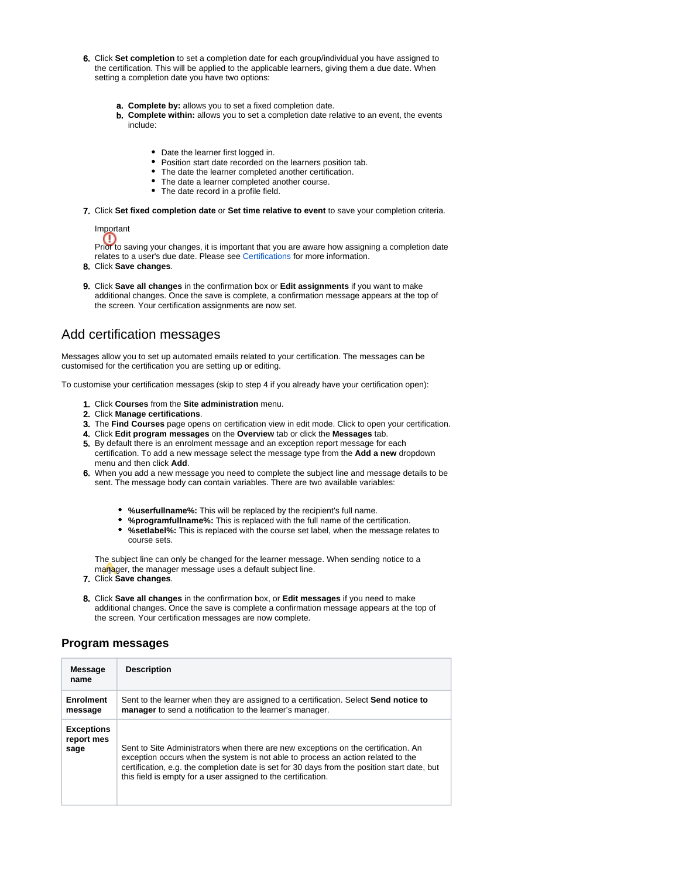6. Click **Set completion** to set a completion date for each group/individual you have assigned to the certification. This will be applied to the applicable learners, giving them a due date. When setting a completion date you have two options:

    a. **Complete by:** allows you to set a fixed completion date.
    b. **Complete within:** allows you to set a completion date relative to an event, the events include:

        - Date the learner first logged in.
        - Position start date recorded on the learners position tab.
        - The date the learner completed another certification.
        - The date a learner completed another course.
        - The date record in a profile field.

7. Click **Set fixed completion date** or **Set time relative to event** to save your completion criteria.

    Important

    Prior to saving your changes, it is important that you are aware how assigning a completion date relates to a user's due date. Please see Certifications for more information.
8. Click **Save changes**.

9. Click **Save all changes** in the confirmation box or **Edit assignments** if you want to make additional changes. Once the save is complete, a confirmation message appears at the top of the screen. Your certification assignments are now set.

## Add certification messages

Messages allow you to set up automated emails related to your certification. The messages can be customised for the certification you are setting up or editing.

To customise your certification messages (skip to step 4 if you already have your certification open):

1. Click **Courses** from the **Site administration** menu.
2. Click **Manage certifications**.
3. The **Find Courses** page opens on certification view in edit mode. Click to open your certification.
4. Click **Edit program messages** on the **Overview** tab or click the **Messages** tab.
5. By default there is an enrolment message and an exception report message for each certification. To add a new message select the message type from the **Add a new** dropdown menu and then click **Add**.
6. When you add a new message you need to complete the subject line and message details to be sent. The message body can contain variables. There are two available variables:

    - **%userfullname%:** This will be replaced by the recipient's full name.
    - **%programfullname%:** This is replaced with the full name of the certification.
    - **%setlabel%:** This is replaced with the course set label, when the message relates to course sets.

    The subject line can only be changed for the learner message. When sending notice to a manager, the manager message uses a default subject line.
7. Click **Save changes**.

8. Click **Save all changes** in the confirmation box, or **Edit messages** if you need to make additional changes. Once the save is complete a confirmation message appears at the top of the screen. Your certification messages are now complete.

### Program messages

| Message name | Description |
| --- | --- |
| **Enrolment message** | Sent to the learner when they are assigned to a certification. Select **Send notice to manager** to send a notification to the learner's manager. |
| **Exceptions report message** | Sent to Site Administrators when there are new exceptions on the certification. An exception occurs when the system is not able to process an action related to the certification, e.g. the completion date is set for 30 days from the position start date, but this field is empty for a user assigned to the certification. |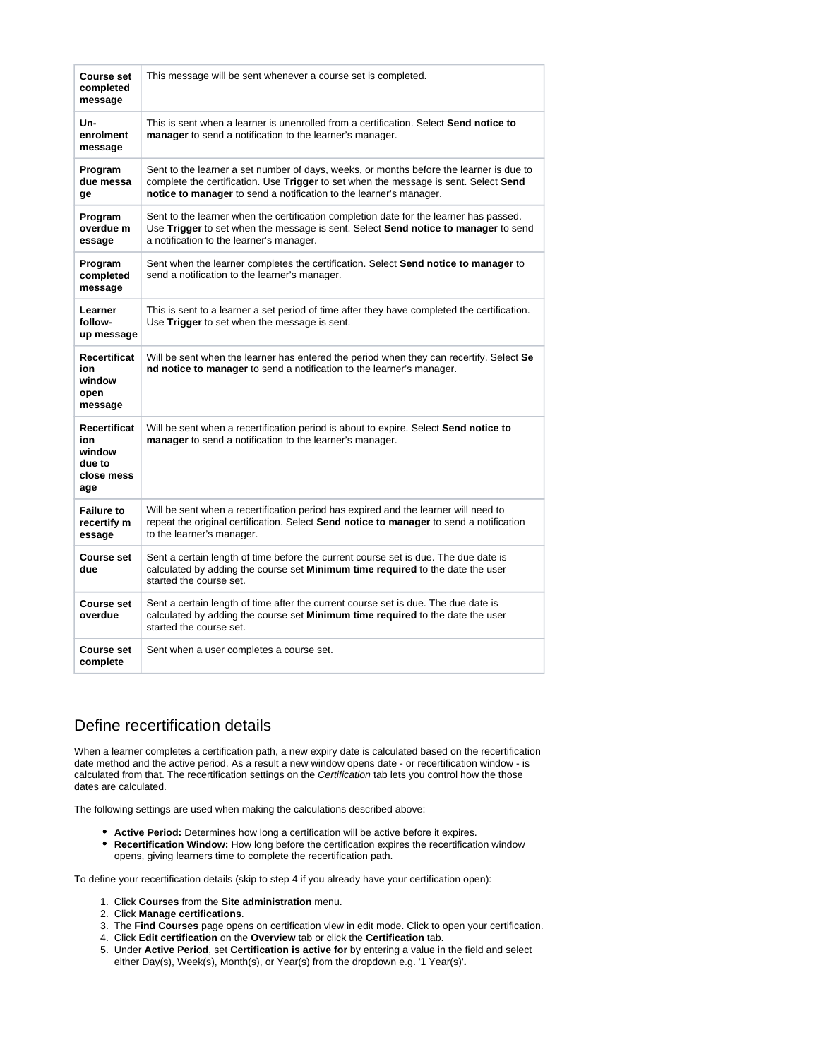| | |
|---|---|
| **Course set completed message** | This message will be sent whenever a course set is completed. |
| **Un-enrolment message** | This is sent when a learner is unenrolled from a certification. Select **Send notice to manager** to send a notification to the learner's manager. |
| **Program due message** | Sent to the learner a set number of days, weeks, or months before the learner is due to complete the certification. Use **Trigger** to set when the message is sent. Select **Send notice to manager** to send a notification to the learner's manager. |
| **Program overdue message** | Sent to the learner when the certification completion date for the learner has passed. Use **Trigger** to set when the message is sent. Select **Send notice to manager** to send a notification to the learner's manager. |
| **Program completed message** | Sent when the learner completes the certification. Select **Send notice to manager** to send a notification to the learner's manager. |
| **Learner follow-up message** | This is sent to a learner a set period of time after they have completed the certification. Use **Trigger** to set when the message is sent. |
| **Recertification window open message** | Will be sent when the learner has entered the period when they can recertify. Select **Send notice to manager** to send a notification to the learner's manager. |
| **Recertification window due to close message** | Will be sent when a recertification period is about to expire. Select **Send notice to manager** to send a notification to the learner's manager. |
| **Failure to recertify message** | Will be sent when a recertification period has expired and the learner will need to repeat the original certification. Select **Send notice to manager** to send a notification to the learner's manager. |
| **Course set due** | Sent a certain length of time before the current course set is due. The due date is calculated by adding the course set **Minimum time required** to the date the user started the course set. |
| **Course set overdue** | Sent a certain length of time after the current course set is due. The due date is calculated by adding the course set **Minimum time required** to the date the user started the course set. |
| **Course set complete** | Sent when a user completes a course set. |

## Define recertification details

When a learner completes a certification path, a new expiry date is calculated based on the recertification date method and the active period. As a result a new window opens date - or recertification window - is calculated from that. The recertification settings on the *Certification* tab lets you control how the those dates are calculated.

The following settings are used when making the calculations described above:

- **Active Period:** Determines how long a certification will be active before it expires.
- **Recertification Window:** How long before the certification expires the recertification window opens, giving learners time to complete the recertification path.

To define your recertification details (skip to step 4 if you already have your certification open):

1. Click **Courses** from the **Site administration** menu.
2. Click **Manage certifications**.
3. The **Find Courses** page opens on certification view in edit mode. Click to open your certification.
4. Click **Edit certification** on the **Overview** tab or click the **Certification** tab.
5. Under **Active Period**, set **Certification is active for** by entering a value in the field and select either Day(s), Week(s), Month(s), or Year(s) from the dropdown e.g. '1 Year(s)'**.**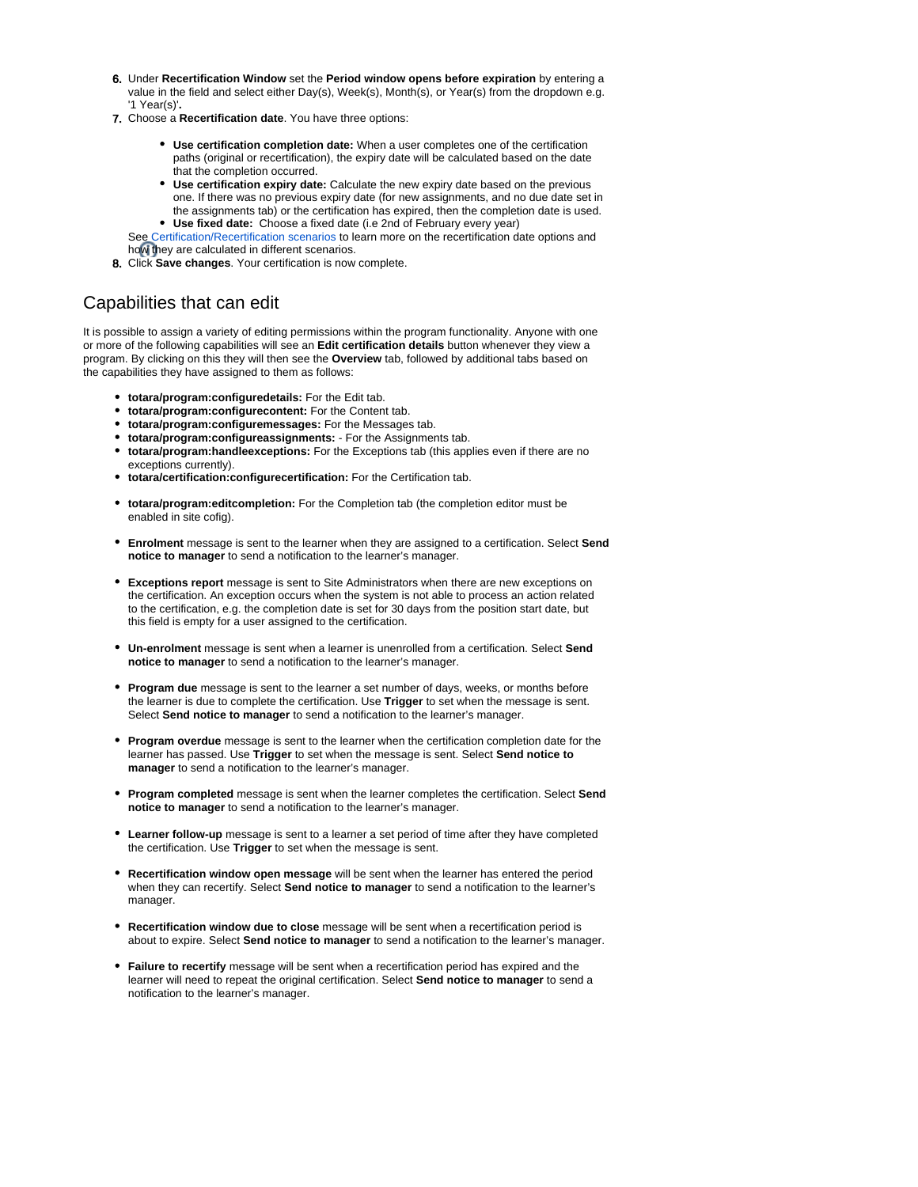6. Under **Recertification Window** set the **Period window opens before expiration** by entering a value in the field and select either Day(s), Week(s), Month(s), or Year(s) from the dropdown e.g. '1 Year(s)'**.**
7. Choose a **Recertification date**. You have three options:
    - **Use certification completion date:** When a user completes one of the certification paths (original or recertification), the expiry date will be calculated based on the date that the completion occurred.
    - **Use certification expiry date:** Calculate the new expiry date based on the previous one. If there was no previous expiry date (for new assignments, and no due date set in the assignments tab) or the certification has expired, then the completion date is used.
    - **Use fixed date:** Choose a fixed date (i.e 2nd of February every year)

    See Certification/Recertification scenarios to learn more on the recertification date options and how they are calculated in different scenarios.
8. Click **Save changes**. Your certification is now complete.

## Capabilities that can edit

It is possible to assign a variety of editing permissions within the program functionality. Anyone with one or more of the following capabilities will see an **Edit certification details** button whenever they view a program. By clicking on this they will then see the **Overview** tab, followed by additional tabs based on the capabilities they have assigned to them as follows:

- **totara/program:configuredetails:** For the Edit tab.
- **totara/program:configurecontent:** For the Content tab.
- **totara/program:configuremessages:** For the Messages tab.
- **totara/program:configureassignments:** - For the Assignments tab.
- **totara/program:handleexceptions:** For the Exceptions tab (this applies even if there are no exceptions currently).
- **totara/certification:configurecertification:** For the Certification tab.
- **totara/program:editcompletion:** For the Completion tab (the completion editor must be enabled in site cofig).
- **Enrolment** message is sent to the learner when they are assigned to a certification. Select **Send notice to manager** to send a notification to the learner's manager.
- **Exceptions report** message is sent to Site Administrators when there are new exceptions on the certification. An exception occurs when the system is not able to process an action related to the certification, e.g. the completion date is set for 30 days from the position start date, but this field is empty for a user assigned to the certification.
- **Un-enrolment** message is sent when a learner is unenrolled from a certification. Select **Send notice to manager** to send a notification to the learner's manager.
- **Program due** message is sent to the learner a set number of days, weeks, or months before the learner is due to complete the certification. Use **Trigger** to set when the message is sent. Select **Send notice to manager** to send a notification to the learner's manager.
- **Program overdue** message is sent to the learner when the certification completion date for the learner has passed. Use **Trigger** to set when the message is sent. Select **Send notice to manager** to send a notification to the learner's manager.
- **Program completed** message is sent when the learner completes the certification. Select **Send notice to manager** to send a notification to the learner's manager.
- **Learner follow-up** message is sent to a learner a set period of time after they have completed the certification. Use **Trigger** to set when the message is sent.
- **Recertification window open message** will be sent when the learner has entered the period when they can recertify. Select **Send notice to manager** to send a notification to the learner's manager.
- **Recertification window due to close** message will be sent when a recertification period is about to expire. Select **Send notice to manager** to send a notification to the learner's manager.
- **Failure to recertify** message will be sent when a recertification period has expired and the learner will need to repeat the original certification. Select **Send notice to manager** to send a notification to the learner's manager.